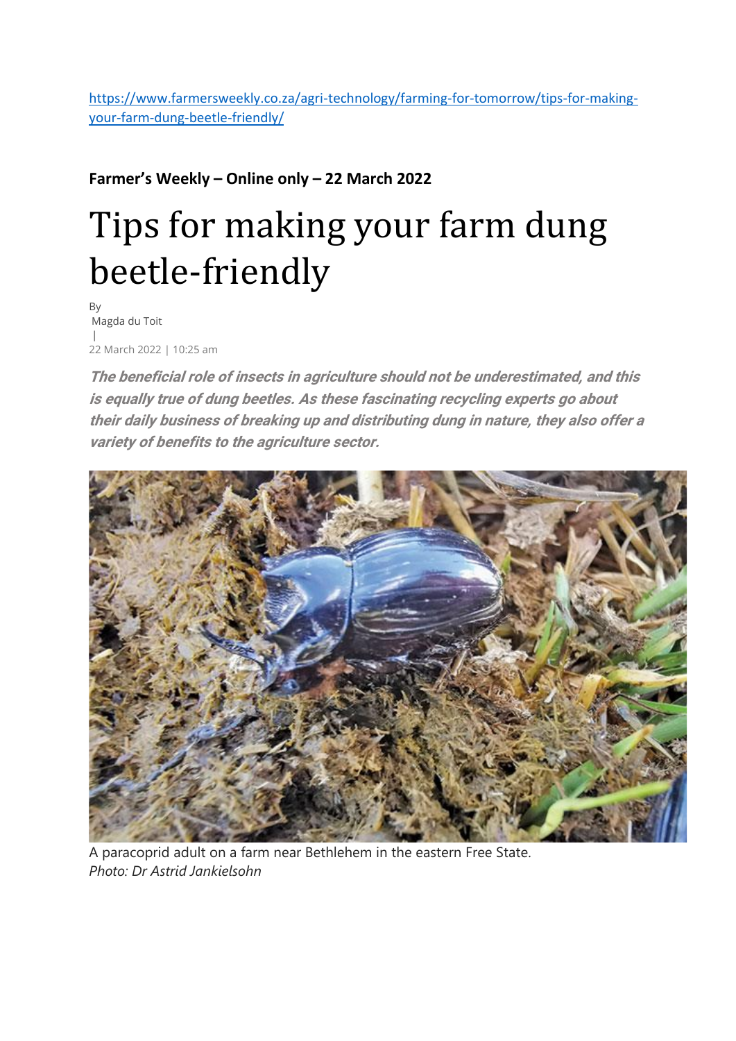https://www.farmersweekly.co.za/agri-technology/farming-for-tomorrow/tips-for-making-your-farm-dung-beetle-friendly/

**Farmer's Weekly – Online only – 22 March 2022**

# Tips for making your farm dung beetle-friendly

By
Magda du Toit
|
22 March 2022 | 10:25 am

***The beneficial role of insects in agriculture should not be underestimated, and this is equally true of dung beetles. As these fascinating recycling experts go about their daily business of breaking up and distributing dung in nature, they also offer a variety of benefits to the agriculture sector.***

A paracoprid adult on a farm near Bethlehem in the eastern Free State.
*Photo: Dr Astrid Jankielsohn*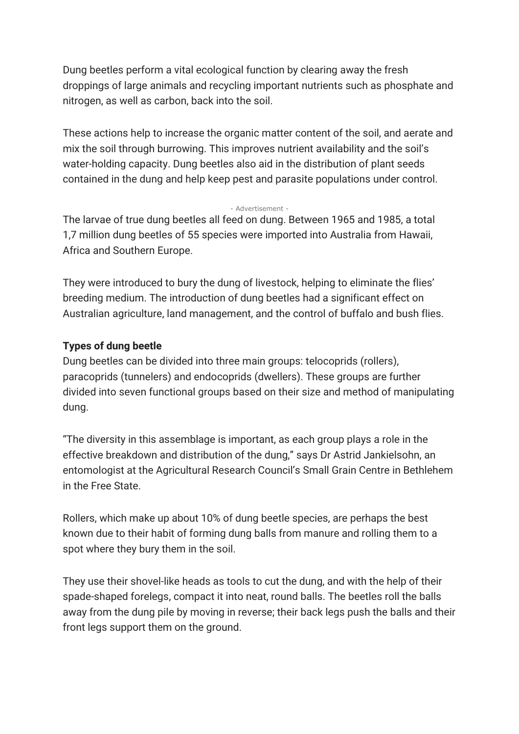Dung beetles perform a vital ecological function by clearing away the fresh droppings of large animals and recycling important nutrients such as phosphate and nitrogen, as well as carbon, back into the soil.

These actions help to increase the organic matter content of the soil, and aerate and mix the soil through burrowing. This improves nutrient availability and the soil's water-holding capacity. Dung beetles also aid in the distribution of plant seeds contained in the dung and help keep pest and parasite populations under control.

The larvae of true dung beetles all feed on dung. Between 1965 and 1985, a total 1,7 million dung beetles of 55 species were imported into Australia from Hawaii, Africa and Southern Europe.

They were introduced to bury the dung of livestock, helping to eliminate the flies' breeding medium. The introduction of dung beetles had a significant effect on Australian agriculture, land management, and the control of buffalo and bush flies.

**Types of dung beetle**

Dung beetles can be divided into three main groups: telocoprids (rollers), paracoprids (tunnelers) and endocoprids (dwellers). These groups are further divided into seven functional groups based on their size and method of manipulating dung.

"The diversity in this assemblage is important, as each group plays a role in the effective breakdown and distribution of the dung," says Dr Astrid Jankielsohn, an entomologist at the Agricultural Research Council's Small Grain Centre in Bethlehem in the Free State.

Rollers, which make up about 10% of dung beetle species, are perhaps the best known due to their habit of forming dung balls from manure and rolling them to a spot where they bury them in the soil.

They use their shovel-like heads as tools to cut the dung, and with the help of their spade-shaped forelegs, compact it into neat, round balls. The beetles roll the balls away from the dung pile by moving in reverse; their back legs push the balls and their front legs support them on the ground.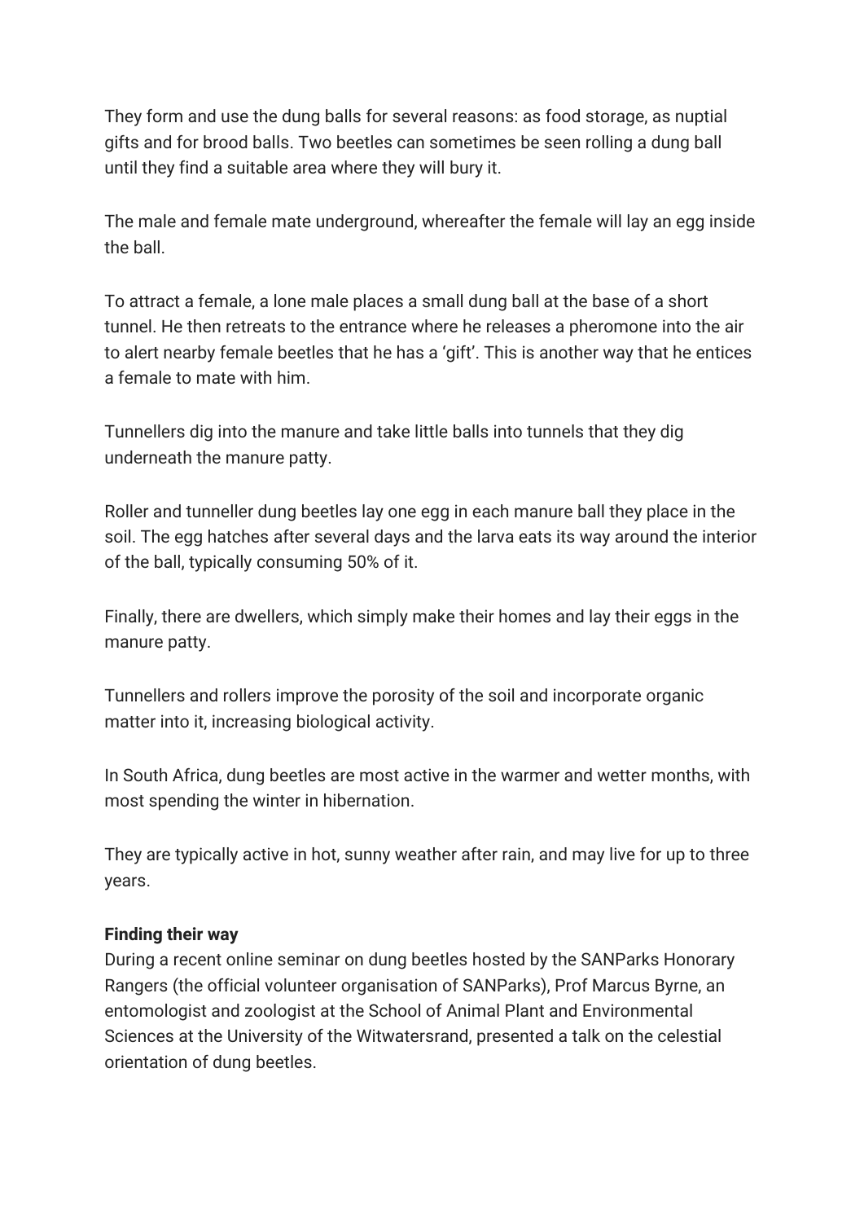They form and use the dung balls for several reasons: as food storage, as nuptial gifts and for brood balls. Two beetles can sometimes be seen rolling a dung ball until they find a suitable area where they will bury it.

The male and female mate underground, whereafter the female will lay an egg inside the ball.

To attract a female, a lone male places a small dung ball at the base of a short tunnel. He then retreats to the entrance where he releases a pheromone into the air to alert nearby female beetles that he has a ‘gift’. This is another way that he entices a female to mate with him.

Tunnellers dig into the manure and take little balls into tunnels that they dig underneath the manure patty.

Roller and tunneller dung beetles lay one egg in each manure ball they place in the soil. The egg hatches after several days and the larva eats its way around the interior of the ball, typically consuming 50% of it.

Finally, there are dwellers, which simply make their homes and lay their eggs in the manure patty.

Tunnellers and rollers improve the porosity of the soil and incorporate organic matter into it, increasing biological activity.

In South Africa, dung beetles are most active in the warmer and wetter months, with most spending the winter in hibernation.

They are typically active in hot, sunny weather after rain, and may live for up to three years.

**Finding their way**

During a recent online seminar on dung beetles hosted by the SANParks Honorary Rangers (the official volunteer organisation of SANParks), Prof Marcus Byrne, an entomologist and zoologist at the School of Animal Plant and Environmental Sciences at the University of the Witwatersrand, presented a talk on the celestial orientation of dung beetles.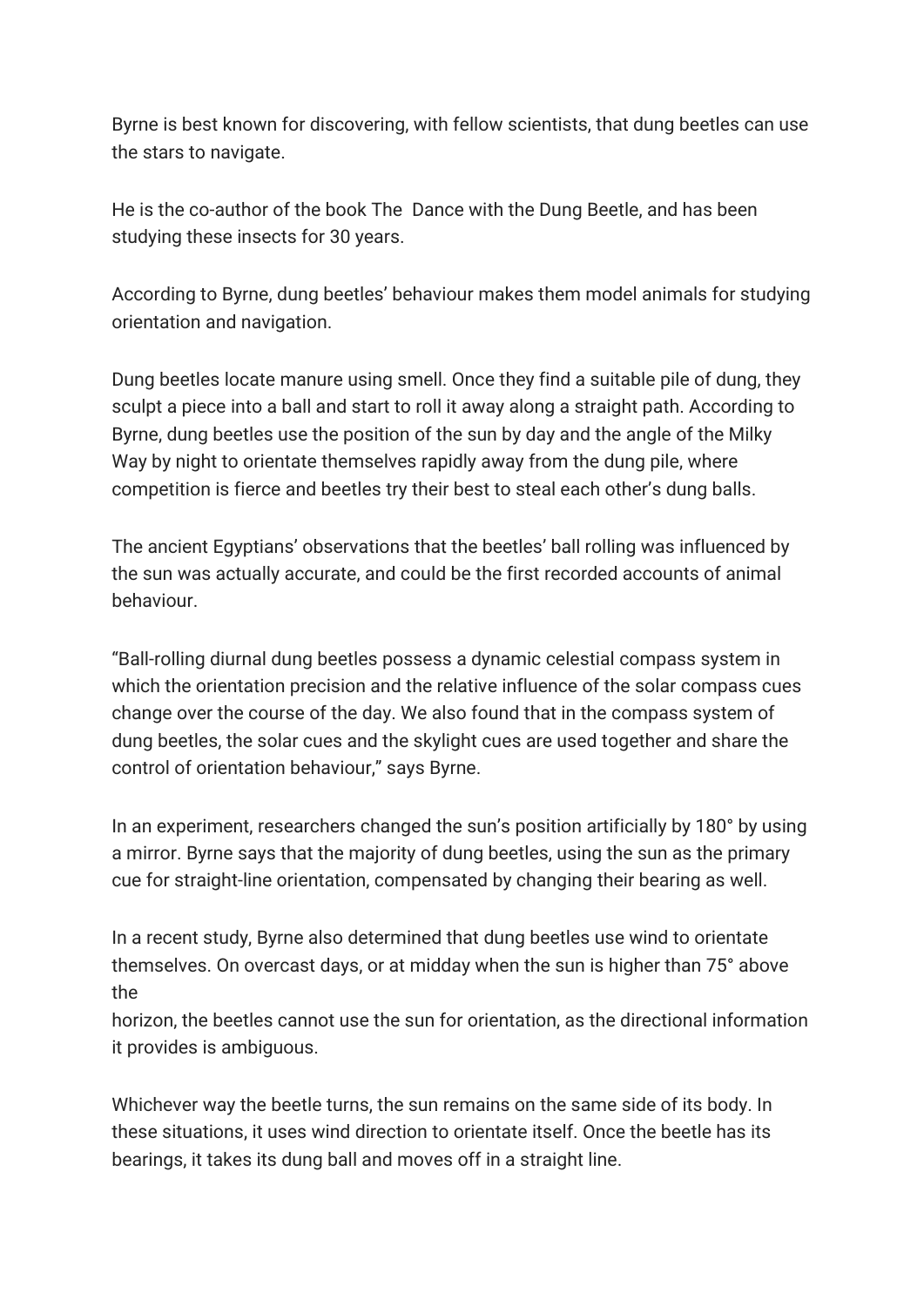Byrne is best known for discovering, with fellow scientists, that dung beetles can use the stars to navigate.

He is the co-author of the book The Dance with the Dung Beetle, and has been studying these insects for 30 years.

According to Byrne, dung beetles' behaviour makes them model animals for studying orientation and navigation.

Dung beetles locate manure using smell. Once they find a suitable pile of dung, they sculpt a piece into a ball and start to roll it away along a straight path. According to Byrne, dung beetles use the position of the sun by day and the angle of the Milky Way by night to orientate themselves rapidly away from the dung pile, where competition is fierce and beetles try their best to steal each other's dung balls.

The ancient Egyptians' observations that the beetles' ball rolling was influenced by the sun was actually accurate, and could be the first recorded accounts of animal behaviour.

"Ball-rolling diurnal dung beetles possess a dynamic celestial compass system in which the orientation precision and the relative influence of the solar compass cues change over the course of the day. We also found that in the compass system of dung beetles, the solar cues and the skylight cues are used together and share the control of orientation behaviour," says Byrne.

In an experiment, researchers changed the sun's position artificially by 180° by using a mirror. Byrne says that the majority of dung beetles, using the sun as the primary cue for straight-line orientation, compensated by changing their bearing as well.

In a recent study, Byrne also determined that dung beetles use wind to orientate themselves. On overcast days, or at midday when the sun is higher than 75° above the horizon, the beetles cannot use the sun for orientation, as the directional information it provides is ambiguous.

Whichever way the beetle turns, the sun remains on the same side of its body. In these situations, it uses wind direction to orientate itself. Once the beetle has its bearings, it takes its dung ball and moves off in a straight line.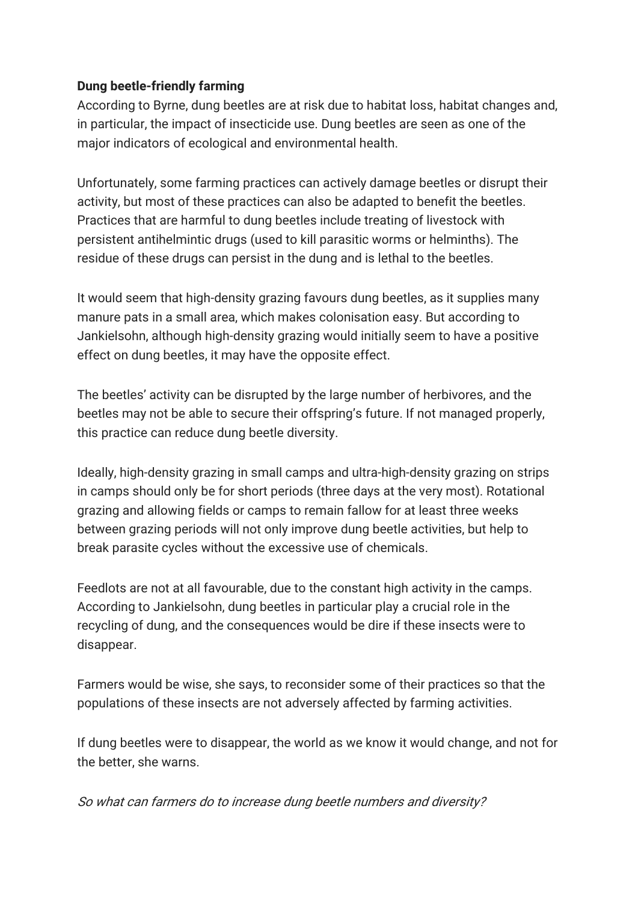**Dung beetle-friendly farming**

According to Byrne, dung beetles are at risk due to habitat loss, habitat changes and, in particular, the impact of insecticide use. Dung beetles are seen as one of the major indicators of ecological and environmental health.

Unfortunately, some farming practices can actively damage beetles or disrupt their activity, but most of these practices can also be adapted to benefit the beetles. Practices that are harmful to dung beetles include treating of livestock with persistent antihelmintic drugs (used to kill parasitic worms or helminths). The residue of these drugs can persist in the dung and is lethal to the beetles.

It would seem that high-density grazing favours dung beetles, as it supplies many manure pats in a small area, which makes colonisation easy. But according to Jankielsohn, although high-density grazing would initially seem to have a positive effect on dung beetles, it may have the opposite effect.

The beetles' activity can be disrupted by the large number of herbivores, and the beetles may not be able to secure their offspring's future. If not managed properly, this practice can reduce dung beetle diversity.

Ideally, high-density grazing in small camps and ultra-high-density grazing on strips in camps should only be for short periods (three days at the very most). Rotational grazing and allowing fields or camps to remain fallow for at least three weeks between grazing periods will not only improve dung beetle activities, but help to break parasite cycles without the excessive use of chemicals.

Feedlots are not at all favourable, due to the constant high activity in the camps. According to Jankielsohn, dung beetles in particular play a crucial role in the recycling of dung, and the consequences would be dire if these insects were to disappear.

Farmers would be wise, she says, to reconsider some of their practices so that the populations of these insects are not adversely affected by farming activities.

If dung beetles were to disappear, the world as we know it would change, and not for the better, she warns.

*So what can farmers do to increase dung beetle numbers and diversity?*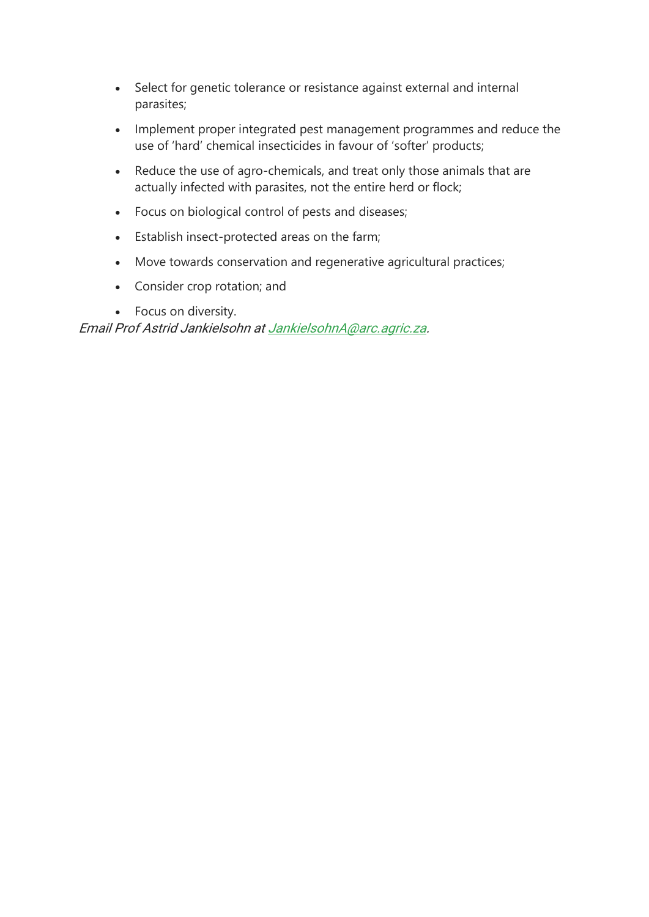- Select for genetic tolerance or resistance against external and internal parasites;
- Implement proper integrated pest management programmes and reduce the use of 'hard' chemical insecticides in favour of 'softer' products;
- Reduce the use of agro-chemicals, and treat only those animals that are actually infected with parasites, not the entire herd or flock;
- Focus on biological control of pests and diseases;
- Establish insect-protected areas on the farm;
- Move towards conservation and regenerative agricultural practices;
- Consider crop rotation; and
- Focus on diversity.

*Email Prof Astrid Jankielsohn at [JankielsohnA@arc.agric.za](mailto:JankielsohnA@arc.agric.za).*